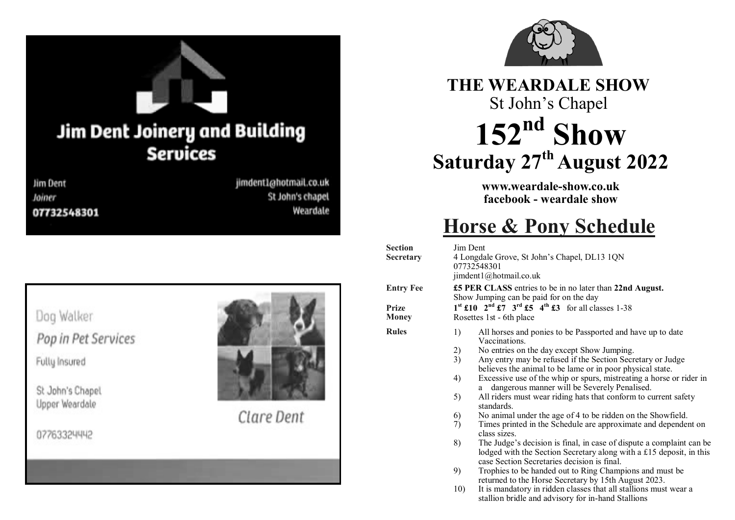# Jim Dent Joinery and Building Services

Jim Dent
Joiner
07732548301

jimdent1@hotmail.co.uk
St John's chapel
Weardale

Dog Walker

Pop in Pet Services

Fully Insured

St John's Chapel
Upper Weardale

07763324442

Clare Dent

# THE WEARDALE SHOW

St John's Chapel

# 152nd Show

## Saturday 27th August 2022

**www.weardale-show.co.uk**
**facebook - weardale show**

# Horse & Pony Schedule

**Section Secretary**
Jim Dent
4 Longdale Grove, St John's Chapel, DL13 1QN
07732548301
jimdent1@hotmail.co.uk

**Entry Fee**
**£5 PER CLASS** entries to be in no later than **22nd August.**
Show Jumping can be paid for on the day

**Prize Money**
**1st £10 2nd £7 3rd £5 4th £3** for all classes 1-38
Rosettes 1st - 6th place

**Rules**

1) All horses and ponies to be Passported and have up to date Vaccinations.
2) No entries on the day except Show Jumping.
3) Any entry may be refused if the Section Secretary or Judge believes the animal to be lame or in poor physical state.
4) Excessive use of the whip or spurs, mistreating a horse or rider in a dangerous manner will be Severely Penalised.
5) All riders must wear riding hats that conform to current safety standards.
6) No animal under the age of 4 to be ridden on the Showfield.
7) Times printed in the Schedule are approximate and dependent on class sizes.
8) The Judge's decision is final, in case of dispute a complaint can be lodged with the Section Secretary along with a £15 deposit, in this case Section Secretaries decision is final.
9) Trophies to be handed out to Ring Champions and must be returned to the Horse Secretary by 15th August 2023.
10) It is mandatory in ridden classes that all stallions must wear a stallion bridle and advisory for in-hand Stallions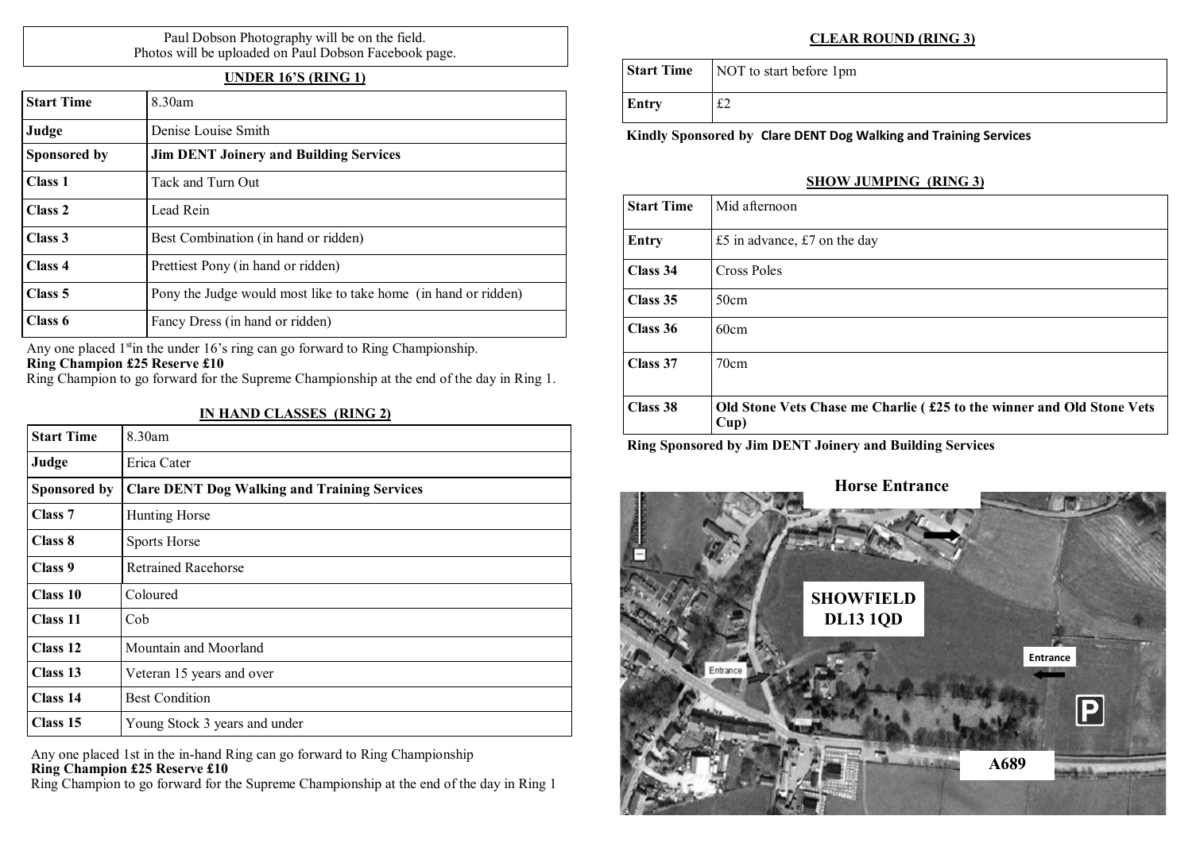Paul Dobson Photography will be on the field.
Photos will be uploaded on Paul Dobson Facebook page.

## UNDER 16'S (RING 1)

| | |
|---|---|
| **Start Time** | 8.30am |
| **Judge** | Denise Louise Smith |
| **Sponsored by** | **Jim DENT Joinery and Building Services** |
| **Class 1** | Tack and Turn Out |
| **Class 2** | Lead Rein |
| **Class 3** | Best Combination (in hand or ridden) |
| **Class 4** | Prettiest Pony (in hand or ridden) |
| **Class 5** | Pony the Judge would most like to take home (in hand or ridden) |
| **Class 6** | Fancy Dress (in hand or ridden) |

Any one placed 1st in the under 16's ring can go forward to Ring Championship.
**Ring Champion £25 Reserve £10**
Ring Champion to go forward for the Supreme Championship at the end of the day in Ring 1.

## IN HAND CLASSES (RING 2)

| | |
|---|---|
| **Start Time** | 8.30am |
| **Judge** | Erica Cater |
| **Sponsored by** | **Clare DENT Dog Walking and Training Services** |
| **Class 7** | Hunting Horse |
| **Class 8** | Sports Horse |
| **Class 9** | Retrained Racehorse |
| **Class 10** | Coloured |
| **Class 11** | Cob |
| **Class 12** | Mountain and Moorland |
| **Class 13** | Veteran 15 years and over |
| **Class 14** | Best Condition |
| **Class 15** | Young Stock 3 years and under |

Any one placed 1st in the in-hand Ring can go forward to Ring Championship
**Ring Champion £25 Reserve £10**
Ring Champion to go forward for the Supreme Championship at the end of the day in Ring 1

## CLEAR ROUND (RING 3)

| | |
|---|---|
| **Start Time** | NOT to start before 1pm |
| **Entry** | £2 |

**Kindly Sponsored by Clare DENT Dog Walking and Training Services**

## SHOW JUMPING (RING 3)

| | |
|---|---|
| **Start Time** | Mid afternoon |
| **Entry** | £5 in advance, £7 on the day |
| **Class 34** | Cross Poles |
| **Class 35** | 50cm |
| **Class 36** | 60cm |
| **Class 37** | 70cm |
| **Class 38** | **Old Stone Vets Chase me Charlie ( £25 to the winner and Old Stone Vets Cup)** |

**Ring Sponsored by Jim DENT Joinery and Building Services**

**Horse Entrance**

**SHOWFIELD DL13 1QD**

Entrance

Entrance

**A689**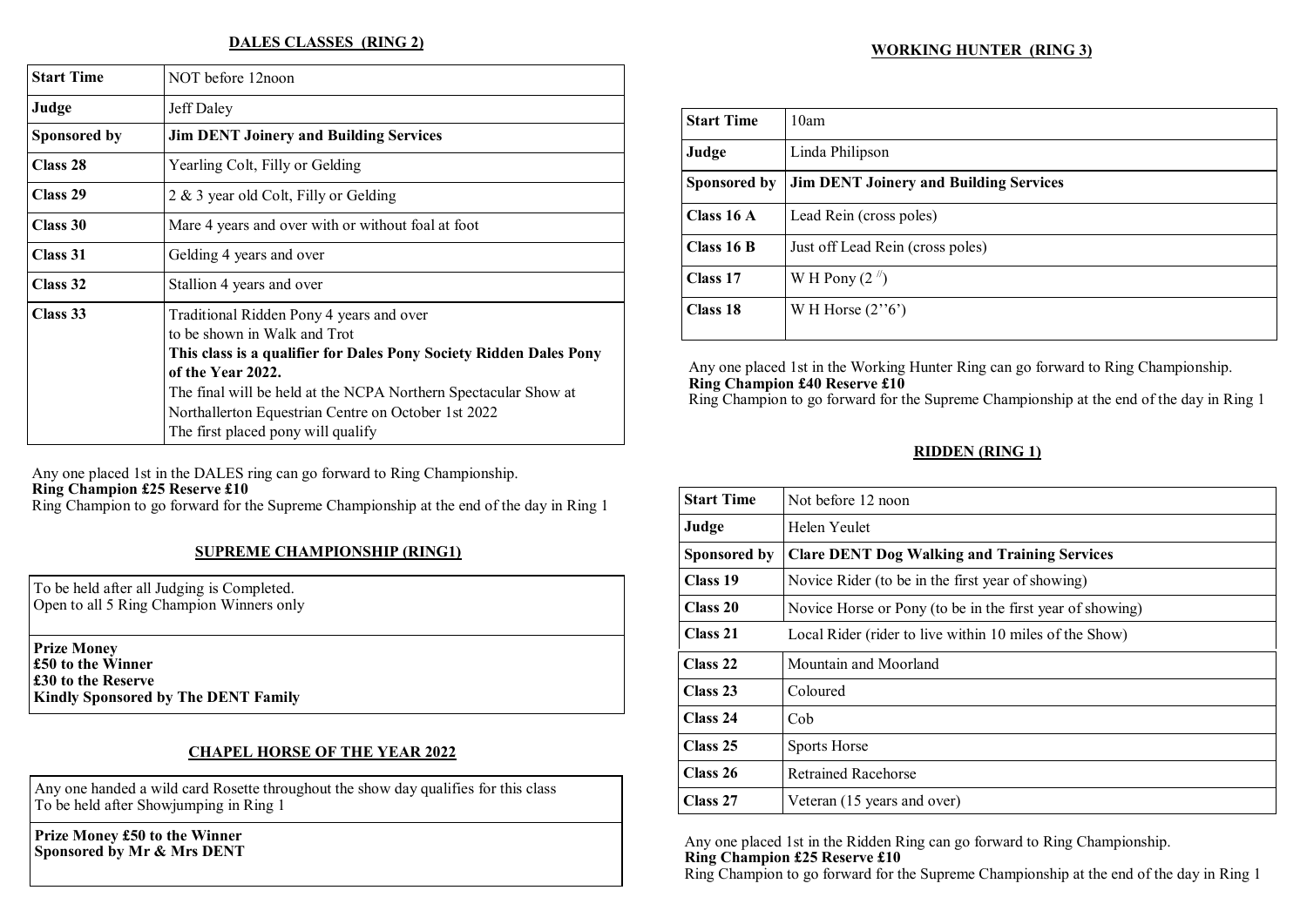## DALES CLASSES (RING 2)

| | |
|---|---|
| **Start Time** | NOT before 12noon |
| **Judge** | Jeff Daley |
| **Sponsored by** | **Jim DENT Joinery and Building Services** |
| **Class 28** | Yearling Colt, Filly or Gelding |
| **Class 29** | 2 & 3 year old Colt, Filly or Gelding |
| **Class 30** | Mare 4 years and over with or without foal at foot |
| **Class 31** | Gelding 4 years and over |
| **Class 32** | Stallion 4 years and over |
| **Class 33** | Traditional Ridden Pony 4 years and over<br>to be shown in Walk and Trot<br>**This class is a qualifier for Dales Pony Society Ridden Dales Pony of the Year 2022.**<br>The final will be held at the NCPA Northern Spectacular Show at Northallerton Equestrian Centre on October 1st 2022<br>The first placed pony will qualify |

Any one placed 1st in the DALES ring can go forward to Ring Championship.
**Ring Champion £25 Reserve £10**
Ring Champion to go forward for the Supreme Championship at the end of the day in Ring 1

## SUPREME CHAMPIONSHIP (RING1)

To be held after all Judging is Completed.
Open to all 5 Ring Champion Winners only

**Prize Money**
**£50 to the Winner**
**£30 to the Reserve**
**Kindly Sponsored by The DENT Family**

## CHAPEL HORSE OF THE YEAR 2022

Any one handed a wild card Rosette throughout the show day qualifies for this class
To be held after Showjumping in Ring 1

**Prize Money £50 to the Winner**
**Sponsored by Mr & Mrs DENT**

## WORKING HUNTER (RING 3)

| | |
|---|---|
| **Start Time** | 10am |
| **Judge** | Linda Philipson |
| **Sponsored by** | **Jim DENT Joinery and Building Services** |
| **Class 16 A** | Lead Rein (cross poles) |
| **Class 16 B** | Just off Lead Rein (cross poles) |
| **Class 17** | W H Pony (2 ′′) |
| **Class 18** | W H Horse (2''6') |

Any one placed 1st in the Working Hunter Ring can go forward to Ring Championship.
**Ring Champion £40 Reserve £10**
Ring Champion to go forward for the Supreme Championship at the end of the day in Ring 1

## RIDDEN (RING 1)

| | |
|---|---|
| **Start Time** | Not before 12 noon |
| **Judge** | Helen Yeulet |
| **Sponsored by** | **Clare DENT Dog Walking and Training Services** |
| **Class 19** | Novice Rider (to be in the first year of showing) |
| **Class 20** | Novice Horse or Pony (to be in the first year of showing) |
| **Class 21** | Local Rider (rider to live within 10 miles of the Show) |
| **Class 22** | Mountain and Moorland |
| **Class 23** | Coloured |
| **Class 24** | Cob |
| **Class 25** | Sports Horse |
| **Class 26** | Retrained Racehorse |
| **Class 27** | Veteran (15 years and over) |

Any one placed 1st in the Ridden Ring can go forward to Ring Championship.
**Ring Champion £25 Reserve £10**
Ring Champion to go forward for the Supreme Championship at the end of the day in Ring 1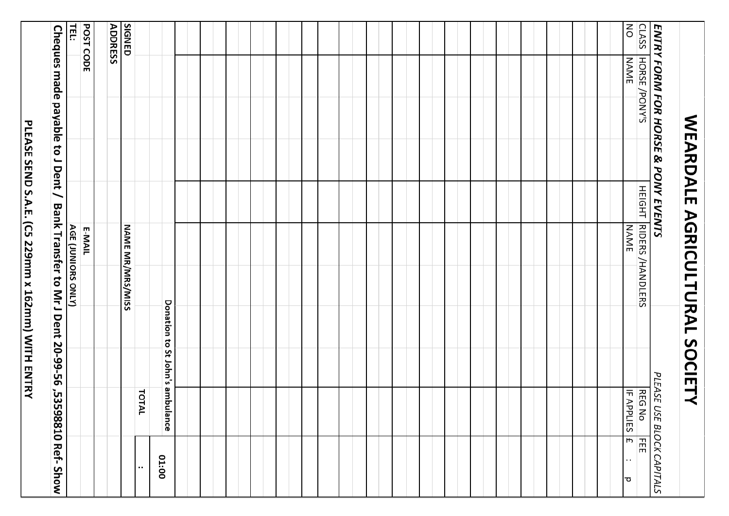# WEARDALE AGRICULTURAL SOCIETY

***ENTRY FORM FOR HORSE & PONY EVENTS*** *PLEASE USE BLOCK CAPITALS*

| CLASS NO | HORSE /PONY'S NAME | HEIGHT | RIDERS /HANDLERS NAME | REG No IF APPLIES | FEE £ : p |
|---|---|---|---|---|---|
| | | | | | |
| | | | | | |
| | | | | | |
| | | | | | |
| | | | | | |
| | | | | | |
| | | | | | |
| | | | | | |
| | | | | | |
| | | | | | |
| | | | | | |
| | | | | | |
| | | | | | |
| | | | | | |
| | | | | | |
| | | | | | |
| | | | | | |
| | | | | | |
| | | | | | |
| | | | Donation to St John's ambulance | | 01:00 |
| | | | | TOTAL | : |

SIGNED NAME MR/MRS/MISS

ADDRESS

POST CODE E-MAIL

TEL: AGE (JUNIORS ONLY)

**Cheques made payable to J Dent / Bank Transfer to Mr J Dent 20-99-56 ,53598810 Ref- Show**

**PLEASE SEND S.A.E. (C5 229mm x 162mm) WITH ENTRY**